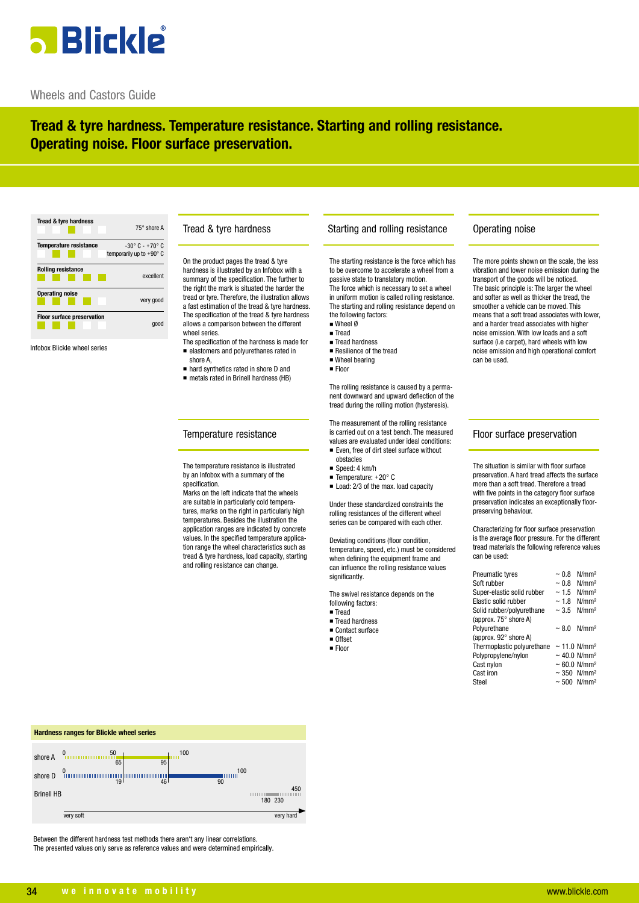# Tread & tyre hardness. Temperature resistance. Starting and rolling resistance. Operating noise. Floor surface preservation.

| | |
|---|---|
| **Tread & tyre hardness** | 75° shore A |
| **Temperature resistance** | -30° C - +70° C temporarily up to +90° C |
| **Rolling resistance** | excellent |
| **Operating noise** | very good |
| **Floor surface preservation** | good |

Infobox Blickle wheel series

## Tread & tyre hardness

On the product pages the tread & tyre hardness is illustrated by an Infobox with a summary of the specification. The further to the right the mark is situated the harder the tread or tyre. Therefore, the illustration allows a fast estimation of the tread & tyre hardness. The specification of the tread & tyre hardness allows a comparison between the different wheel series.

The specification of the hardness is made for

- elastomers and polyurethanes rated in shore A,
- hard synthetics rated in shore D and
- metals rated in Brinell hardness (HB)

## Temperature resistance

The temperature resistance is illustrated by an Infobox with a summary of the specification.

Marks on the left indicate that the wheels are suitable in particularly cold temperatures, marks on the right in particularly high temperatures. Besides the illustration the application ranges are indicated by concrete values. In the specified temperature application range the wheel characteristics such as tread & tyre hardness, load capacity, starting and rolling resistance can change.

## Starting and rolling resistance

The starting resistance is the force which has to be overcome to accelerate a wheel from a passive state to translatory motion.

The force which is necessary to set a wheel in uniform motion is called rolling resistance.

The starting and rolling resistance depend on the following factors:

- Wheel Ø
- Tread
- Tread hardness
- Resilience of the tread
- Wheel bearing
- Floor

The rolling resistance is caused by a permanent downward and upward deflection of the tread during the rolling motion (hysteresis).

The measurement of the rolling resistance is carried out on a test bench. The measured values are evaluated under ideal conditions:

- Even, free of dirt steel surface without obstacles
- Speed: 4 km/h
- Temperature: +20° C
- Load: 2/3 of the max. load capacity

Under these standardized constraints the rolling resistances of the different wheel series can be compared with each other.

Deviating conditions (floor condition, temperature, speed, etc.) must be considered when defining the equipment frame and can influence the rolling resistance values significantly.

The swivel resistance depends on the following factors:

- Tread
- Tread hardness
- Contact surface
- Offset
- Floor

## Operating noise

The more points shown on the scale, the less vibration and lower noise emission during the transport of the goods will be noticed.

The basic principle is: The larger the wheel and softer as well as thicker the tread, the smoother a vehicle can be moved. This means that a soft tread associates with lower, and a harder tread associates with higher noise emission. With low loads and a soft surface (i.e carpet), hard wheels with low noise emission and high operational comfort can be used.

## Floor surface preservation

The situation is similar with floor surface preservation. A hard tread affects the surface more than a soft tread. Therefore a tread with five points in the category floor surface preservation indicates an exceptionally floor-preserving behaviour.

Characterizing for floor surface preservation is the average floor pressure. For the different tread materials the following reference values can be used:

| Material | Value |
|---|---|
| Pneumatic tyres | ~ 0.8 N/mm² |
| Soft rubber | ~ 0.8 N/mm² |
| Super-elastic solid rubber | ~ 1.5 N/mm² |
| Elastic solid rubber | ~ 1.8 N/mm² |
| Solid rubber/polyurethane (approx. 75° shore A) | ~ 3.5 N/mm² |
| Polyurethane (approx. 92° shore A) | ~ 8.0 N/mm² |
| Thermoplastic polyurethane | ~ 11.0 N/mm² |
| Polypropylene/nylon | ~ 40.0 N/mm² |
| Cast nylon | ~ 60.0 N/mm² |
| Cast iron | ~ 350 N/mm² |
| Steel | ~ 500 N/mm² |

**Hardness ranges for Blickle wheel series**

| Scale | Scale range | Blickle range |
|---|---|---|
| shore A | 0 – 100 | 65 – 95 |
| shore D | 0 – 100 | 19 – 46; 90 |
| Brinell HB | – 450 | 180 – 230 |

very soft → very hard

Between the different hardness test methods there aren't any linear correlations.
The presented values only serve as reference values and were determined empirically.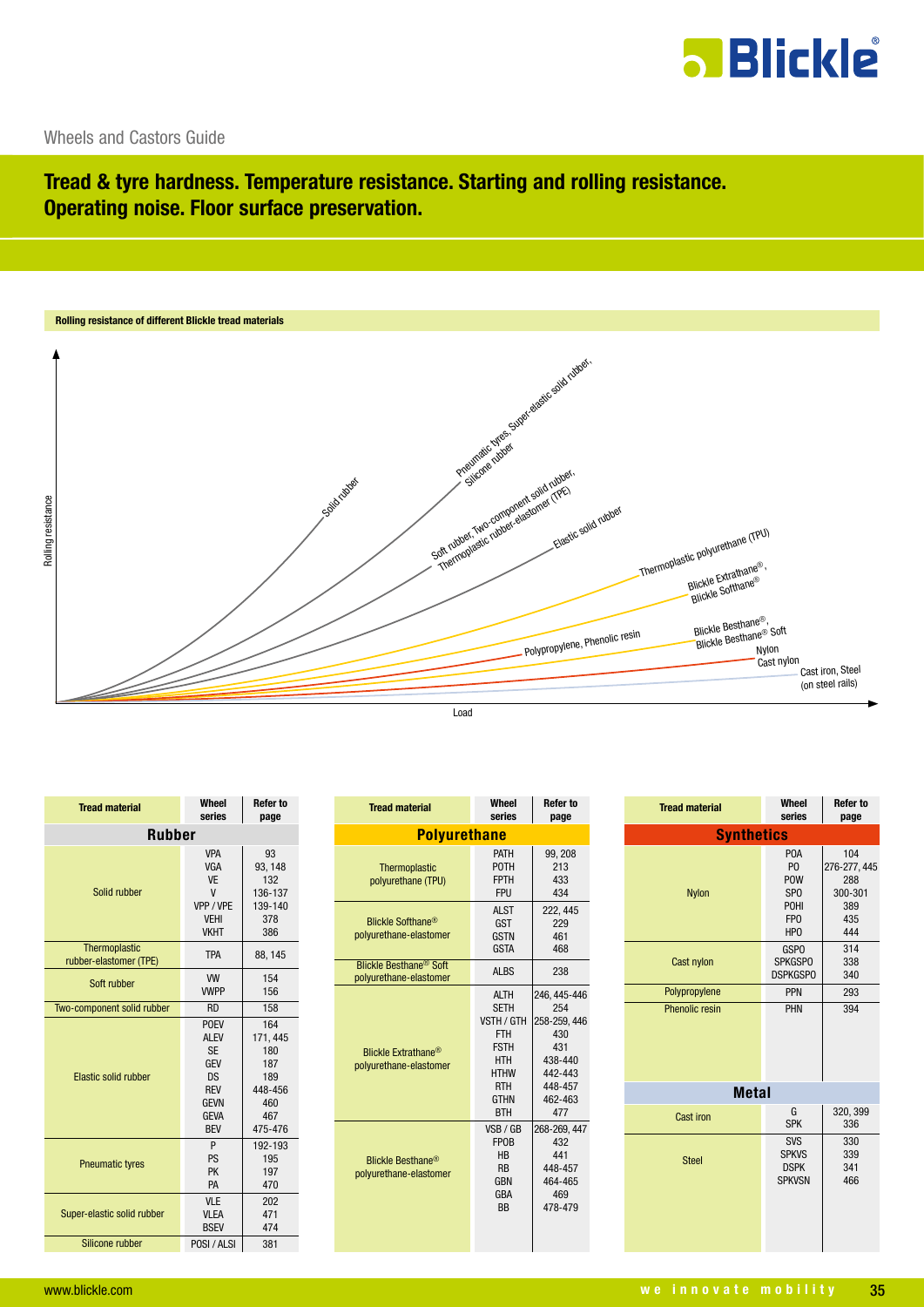Wheels and Castors Guide

# Tread & tyre hardness. Temperature resistance. Starting and rolling resistance. Operating noise. Floor surface preservation.

**Rolling resistance of different Blickle tread materials**

Rolling resistance

Load

Solid rubber

Pneumatic tyres, Super-elastic solid rubber, Silicone rubber

Soft rubber, Two-component solid rubber, Thermoplastic rubber-elastomer (TPE)

Elastic solid rubber

Thermoplastic polyurethane (TPU)

Blickle Extrathane®, Blickle Softhane®

Polypropylene, Phenolic resin

Blickle Besthane®, Blickle Besthane® Soft

Nylon

Cast nylon

Cast iron, Steel (on steel rails)

| Tread material | Wheel series | Refer to page |
|---|---|---|
| **Rubber** | | |
| Solid rubber | VPA<br>VGA<br>VE<br>V<br>VPP / VPE<br>VEHI<br>VKHT | 93<br>93, 148<br>132<br>136-137<br>139-140<br>378<br>386 |
| Thermoplastic rubber-elastomer (TPE) | TPA | 88, 145 |
| Soft rubber | VW<br>VWPP | 154<br>156 |
| Two-component solid rubber | RD | 158 |
| Elastic solid rubber | POEV<br>ALEV<br>SE<br>GEV<br>DS<br>REV<br>GEVN<br>GEVA<br>BEV | 164<br>171, 445<br>180<br>187<br>189<br>448-456<br>460<br>467<br>475-476 |
| Pneumatic tyres | P<br>PS<br>PK<br>PA | 192-193<br>195<br>197<br>470 |
| Super-elastic solid rubber | VLE<br>VLEA<br>BSEV | 202<br>471<br>474 |
| Silicone rubber | POSI / ALSI | 381 |

| Tread material | Wheel series | Refer to page |
|---|---|---|
| **Polyurethane** | | |
| Thermoplastic polyurethane (TPU) | PATH<br>POTH<br>FPTH<br>FPU | 99, 208<br>213<br>433<br>434 |
| Blickle Softhane® polyurethane-elastomer | ALST<br>GST<br>GSTN<br>GSTA | 222, 445<br>229<br>461<br>468 |
| Blickle Besthane® Soft polyurethane-elastomer | ALBS | 238 |
| Blickle Extrathane® polyurethane-elastomer | ALTH<br>SETH<br>VSTH / GTH<br>FTH<br>FSTH<br>HTH<br>HTHW<br>RTH<br>GTHN<br>BTH | 246, 445-446<br>254<br>258-259, 446<br>430<br>431<br>438-440<br>442-443<br>448-457<br>462-463<br>477 |
| Blickle Besthane® polyurethane-elastomer | VSB / GB<br>FPOB<br>HB<br>RB<br>GBN<br>GBA<br>BB | 268-269, 447<br>432<br>441<br>448-457<br>464-465<br>469<br>478-479 |

| Tread material | Wheel series | Refer to page |
|---|---|---|
| **Synthetics** | | |
| Nylon | POA<br>PO<br>POW<br>SPO<br>POHI<br>FPO<br>HPO | 104<br>276-277, 445<br>288<br>300-301<br>389<br>435<br>444 |
| Cast nylon | GSPO<br>SPKGSPO<br>DSPKGSPO | 314<br>338<br>340 |
| Polypropylene | PPN | 293 |
| Phenolic resin | PHN | 394 |
| **Metal** | | |
| Cast iron | G<br>SPK | 320, 399<br>336 |
| Steel | SVS<br>SPKVS<br>DSPK<br>SPKVSN | 330<br>339<br>341<br>466 |

www.blickle.com

we innovate mobility